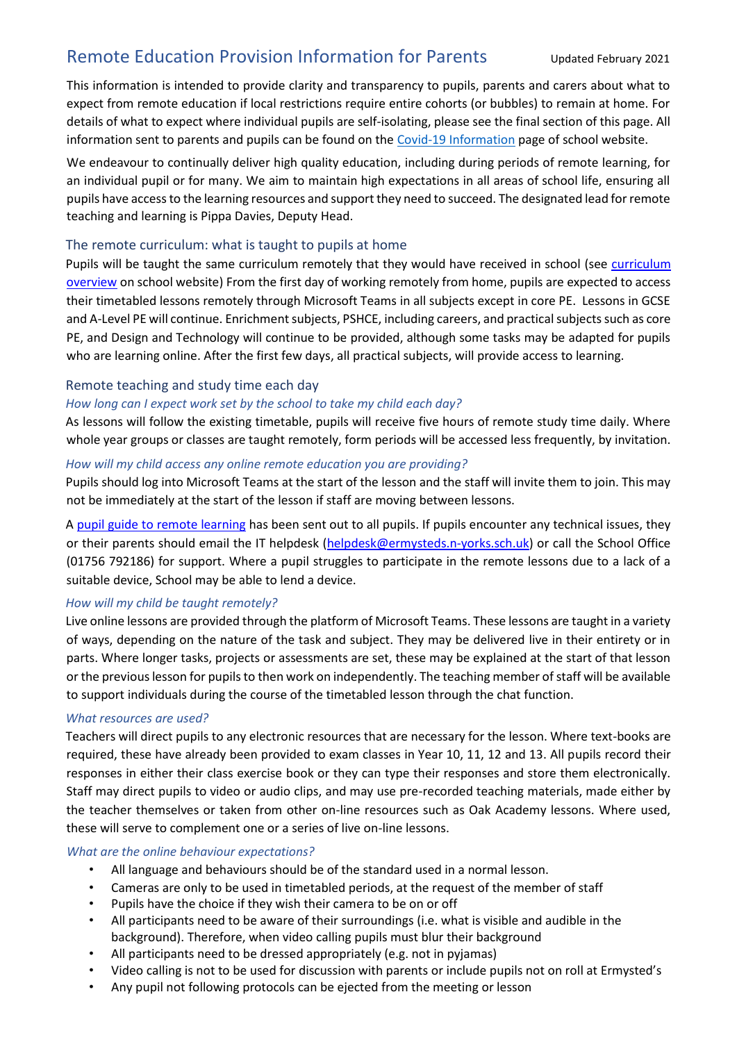# Remote Education Provision Information for Parents

Updated February 2021

This information is intended to provide clarity and transparency to pupils, parents and carers about what to expect from remote education if local restrictions require entire cohorts (or bubbles) to remain at home. For details of what to expect where individual pupils are self-isolating, please see the final section of this page. All information sent to parents and pupils can be found on the Covid-19 Information page of school website.

We endeavour to continually deliver high quality education, including during periods of remote learning, for an individual pupil or for many. We aim to maintain high expectations in all areas of school life, ensuring all pupils have access to the learning resources and support they need to succeed. The designated lead for remote teaching and learning is Pippa Davies, Deputy Head.

## The remote curriculum: what is taught to pupils at home

Pupils will be taught the same curriculum remotely that they would have received in school (see curriculum overview on school website) From the first day of working remotely from home, pupils are expected to access their timetabled lessons remotely through Microsoft Teams in all subjects except in core PE. Lessons in GCSE and A-Level PE will continue. Enrichment subjects, PSHCE, including careers, and practical subjects such as core PE, and Design and Technology will continue to be provided, although some tasks may be adapted for pupils who are learning online. After the first few days, all practical subjects, will provide access to learning.

## Remote teaching and study time each day

### *How long can I expect work set by the school to take my child each day?*

As lessons will follow the existing timetable, pupils will receive five hours of remote study time daily. Where whole year groups or classes are taught remotely, form periods will be accessed less frequently, by invitation.

### *How will my child access any online remote education you are providing?*

Pupils should log into Microsoft Teams at the start of the lesson and the staff will invite them to join. This may not be immediately at the start of the lesson if staff are moving between lessons.

A pupil guide to remote learning has been sent out to all pupils. If pupils encounter any technical issues, they or their parents should email the IT helpdesk (helpdesk@ermysteds.n-yorks.sch.uk) or call the School Office (01756 792186) for support. Where a pupil struggles to participate in the remote lessons due to a lack of a suitable device, School may be able to lend a device.

### *How will my child be taught remotely?*

Live online lessons are provided through the platform of Microsoft Teams. These lessons are taught in a variety of ways, depending on the nature of the task and subject. They may be delivered live in their entirety or in parts. Where longer tasks, projects or assessments are set, these may be explained at the start of that lesson or the previous lesson for pupils to then work on independently. The teaching member of staff will be available to support individuals during the course of the timetabled lesson through the chat function.

### *What resources are used?*

Teachers will direct pupils to any electronic resources that are necessary for the lesson. Where text-books are required, these have already been provided to exam classes in Year 10, 11, 12 and 13. All pupils record their responses in either their class exercise book or they can type their responses and store them electronically. Staff may direct pupils to video or audio clips, and may use pre-recorded teaching materials, made either by the teacher themselves or taken from other on-line resources such as Oak Academy lessons. Where used, these will serve to complement one or a series of live on-line lessons.

### *What are the online behaviour expectations?*

- All language and behaviours should be of the standard used in a normal lesson.
- Cameras are only to be used in timetabled periods, at the request of the member of staff
- Pupils have the choice if they wish their camera to be on or off
- All participants need to be aware of their surroundings (i.e. what is visible and audible in the background). Therefore, when video calling pupils must blur their background
- All participants need to be dressed appropriately (e.g. not in pyjamas)
- Video calling is not to be used for discussion with parents or include pupils not on roll at Ermysted's
- Any pupil not following protocols can be ejected from the meeting or lesson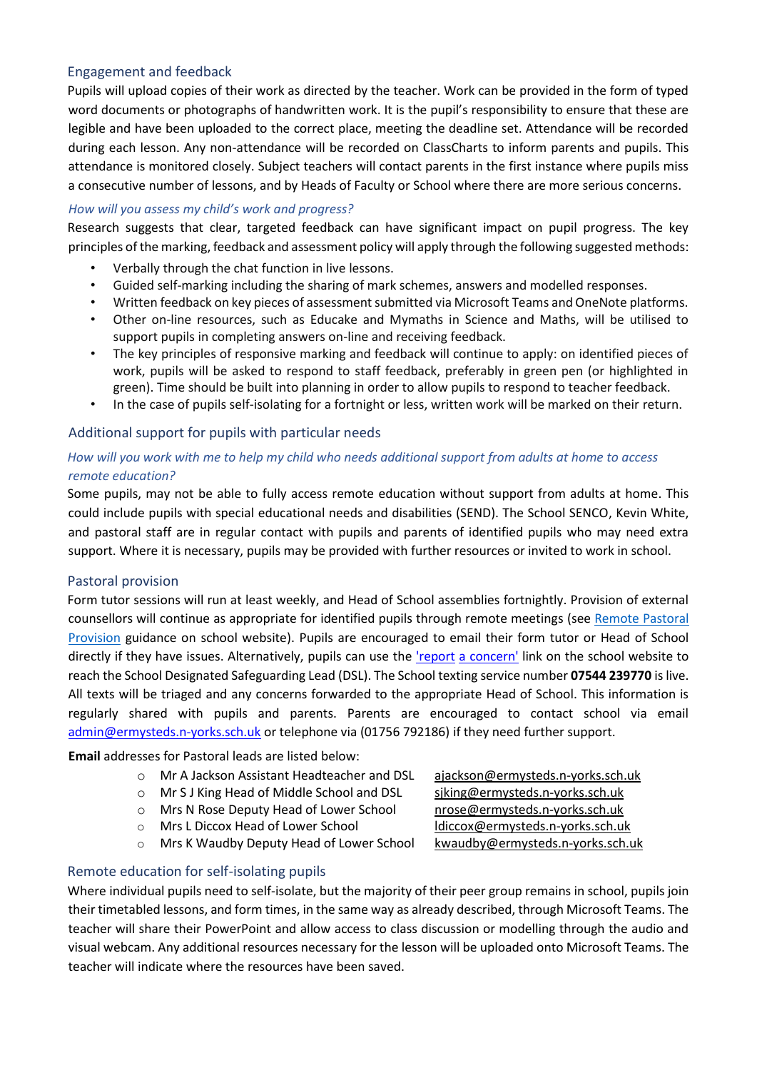## Engagement and feedback

Pupils will upload copies of their work as directed by the teacher. Work can be provided in the form of typed word documents or photographs of handwritten work. It is the pupil's responsibility to ensure that these are legible and have been uploaded to the correct place, meeting the deadline set. Attendance will be recorded during each lesson. Any non-attendance will be recorded on ClassCharts to inform parents and pupils. This attendance is monitored closely. Subject teachers will contact parents in the first instance where pupils miss a consecutive number of lessons, and by Heads of Faculty or School where there are more serious concerns.

### *How will you assess my child's work and progress?*

Research suggests that clear, targeted feedback can have significant impact on pupil progress. The key principles of the marking, feedback and assessment policy will apply through the following suggested methods:

- Verbally through the chat function in live lessons.
- Guided self-marking including the sharing of mark schemes, answers and modelled responses.
- Written feedback on key pieces of assessment submitted via Microsoft Teams and OneNote platforms.
- Other on-line resources, such as Educake and Mymaths in Science and Maths, will be utilised to support pupils in completing answers on-line and receiving feedback.
- The key principles of responsive marking and feedback will continue to apply: on identified pieces of work, pupils will be asked to respond to staff feedback, preferably in green pen (or highlighted in green). Time should be built into planning in order to allow pupils to respond to teacher feedback.
- In the case of pupils self-isolating for a fortnight or less, written work will be marked on their return.

## Additional support for pupils with particular needs

### *How will you work with me to help my child who needs additional support from adults at home to access remote education?*

Some pupils, may not be able to fully access remote education without support from adults at home. This could include pupils with special educational needs and disabilities (SEND). The School SENCO, Kevin White, and pastoral staff are in regular contact with pupils and parents of identified pupils who may need extra support. Where it is necessary, pupils may be provided with further resources or invited to work in school.

## Pastoral provision

Form tutor sessions will run at least weekly, and Head of School assemblies fortnightly. Provision of external counsellors will continue as appropriate for identified pupils through remote meetings (see Remote Pastoral Provision guidance on school website). Pupils are encouraged to email their form tutor or Head of School directly if they have issues. Alternatively, pupils can use the 'report a concern' link on the school website to reach the School Designated Safeguarding Lead (DSL). The School texting service number **07544 239770** is live. All texts will be triaged and any concerns forwarded to the appropriate Head of School. This information is regularly shared with pupils and parents. Parents are encouraged to contact school via email admin@ermysteds.n-yorks.sch.uk or telephone via (01756 792186) if they need further support.

**Email** addresses for Pastoral leads are listed below:

- Mr A Jackson Assistant Headteacher and DSL — ajackson@ermysteds.n-yorks.sch.uk
- Mr S J King Head of Middle School and DSL — sjking@ermysteds.n-yorks.sch.uk
- Mrs N Rose Deputy Head of Lower School — nrose@ermysteds.n-yorks.sch.uk
- Mrs L Diccox Head of Lower School — ldiccox@ermysteds.n-yorks.sch.uk
- Mrs K Waudby Deputy Head of Lower School — kwaudby@ermysteds.n-yorks.sch.uk

## Remote education for self-isolating pupils

Where individual pupils need to self-isolate, but the majority of their peer group remains in school, pupils join their timetabled lessons, and form times, in the same way as already described, through Microsoft Teams. The teacher will share their PowerPoint and allow access to class discussion or modelling through the audio and visual webcam. Any additional resources necessary for the lesson will be uploaded onto Microsoft Teams. The teacher will indicate where the resources have been saved.